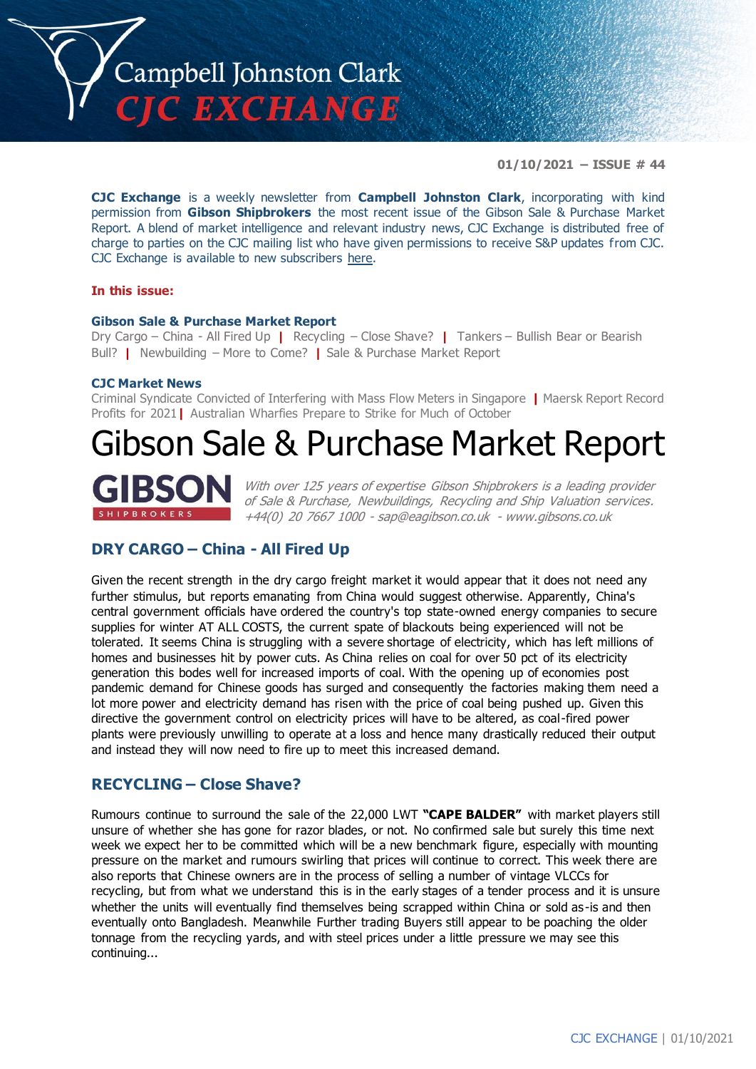# Campbell Johnston Clark
## CJC EXCHANGE

**01/10/2021 – ISSUE # 44**

**CJC Exchange** is a weekly newsletter from **Campbell Johnston Clark**, incorporating with kind permission from **Gibson Shipbrokers** the most recent issue of the Gibson Sale & Purchase Market Report. A blend of market intelligence and relevant industry news, CJC Exchange is distributed free of charge to parties on the CJC mailing list who have given permissions to receive S&P updates from CJC. CJC Exchange is available to new subscribers here.

**In this issue:**

**Gibson Sale & Purchase Market Report**
Dry Cargo – China - All Fired Up | Recycling – Close Shave? | Tankers – Bullish Bear or Bearish Bull? | Newbuilding – More to Come? | Sale & Purchase Market Report

**CJC Market News**
Criminal Syndicate Convicted of Interfering with Mass Flow Meters in Singapore | Maersk Report Record Profits for 2021 | Australian Wharfies Prepare to Strike for Much of October

# Gibson Sale & Purchase Market Report

GIBSON SHIPBROKERS

*With over 125 years of expertise Gibson Shipbrokers is a leading provider of Sale & Purchase, Newbuildings, Recycling and Ship Valuation services. +44(0) 20 7667 1000 - sap@eagibson.co.uk - www.gibsons.co.uk*

## DRY CARGO – China - All Fired Up

Given the recent strength in the dry cargo freight market it would appear that it does not need any further stimulus, but reports emanating from China would suggest otherwise. Apparently, China's central government officials have ordered the country's top state-owned energy companies to secure supplies for winter AT ALL COSTS, the current spate of blackouts being experienced will not be tolerated. It seems China is struggling with a severe shortage of electricity, which has left millions of homes and businesses hit by power cuts. As China relies on coal for over 50 pct of its electricity generation this bodes well for increased imports of coal. With the opening up of economies post pandemic demand for Chinese goods has surged and consequently the factories making them need a lot more power and electricity demand has risen with the price of coal being pushed up. Given this directive the government control on electricity prices will have to be altered, as coal-fired power plants were previously unwilling to operate at a loss and hence many drastically reduced their output and instead they will now need to fire up to meet this increased demand.

## RECYCLING – Close Shave?

Rumours continue to surround the sale of the 22,000 LWT **"CAPE BALDER"** with market players still unsure of whether she has gone for razor blades, or not. No confirmed sale but surely this time next week we expect her to be committed which will be a new benchmark figure, especially with mounting pressure on the market and rumours swirling that prices will continue to correct. This week there are also reports that Chinese owners are in the process of selling a number of vintage VLCCs for recycling, but from what we understand this is in the early stages of a tender process and it is unsure whether the units will eventually find themselves being scrapped within China or sold as-is and then eventually onto Bangladesh. Meanwhile Further trading Buyers still appear to be poaching the older tonnage from the recycling yards, and with steel prices under a little pressure we may see this continuing...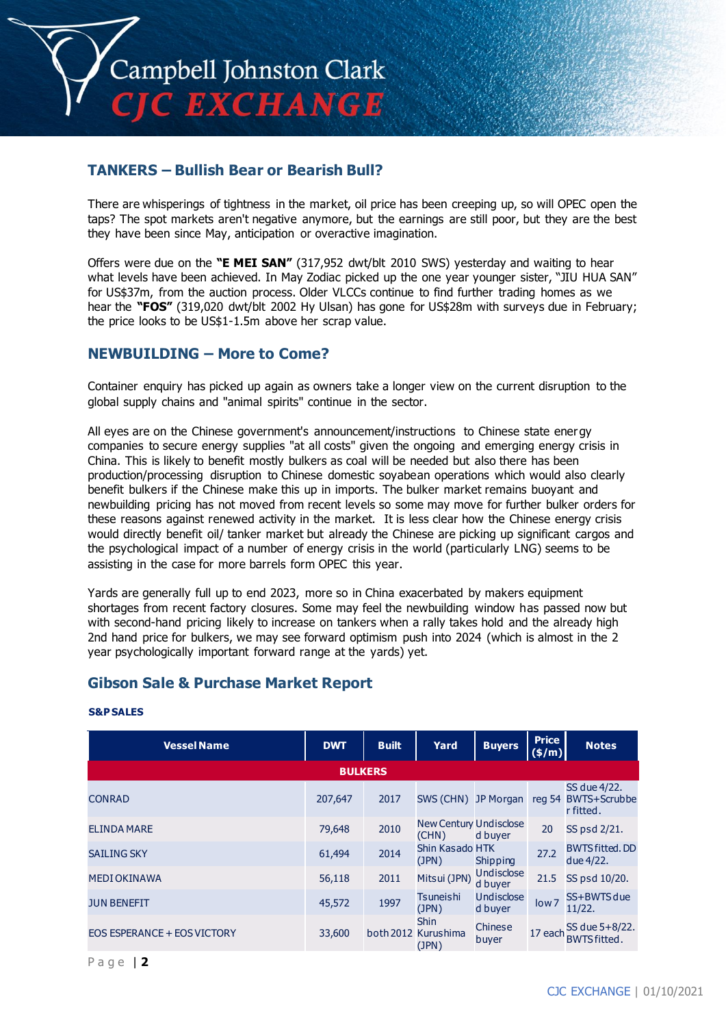## TANKERS – Bullish Bear or Bearish Bull?

There are whisperings of tightness in the market, oil price has been creeping up, so will OPEC open the taps? The spot markets aren't negative anymore, but the earnings are still poor, but they are the best they have been since May, anticipation or overactive imagination.

Offers were due on the **"E MEI SAN"** (317,952 dwt/blt 2010 SWS) yesterday and waiting to hear what levels have been achieved. In May Zodiac picked up the one year younger sister, "JIU HUA SAN" for US$37m, from the auction process. Older VLCCs continue to find further trading homes as we hear the **"FOS"** (319,020 dwt/blt 2002 Hy Ulsan) has gone for US$28m with surveys due in February; the price looks to be US$1-1.5m above her scrap value.

## NEWBUILDING – More to Come?

Container enquiry has picked up again as owners take a longer view on the current disruption to the global supply chains and "animal spirits" continue in the sector.

All eyes are on the Chinese government's announcement/instructions to Chinese state energy companies to secure energy supplies "at all costs" given the ongoing and emerging energy crisis in China. This is likely to benefit mostly bulkers as coal will be needed but also there has been production/processing disruption to Chinese domestic soyabean operations which would also clearly benefit bulkers if the Chinese make this up in imports. The bulker market remains buoyant and newbuilding pricing has not moved from recent levels so some may move for further bulker orders for these reasons against renewed activity in the market. It is less clear how the Chinese energy crisis would directly benefit oil/ tanker market but already the Chinese are picking up significant cargos and the psychological impact of a number of energy crisis in the world (particularly LNG) seems to be assisting in the case for more barrels form OPEC this year.

Yards are generally full up to end 2023, more so in China exacerbated by makers equipment shortages from recent factory closures. Some may feel the newbuilding window has passed now but with second-hand pricing likely to increase on tankers when a rally takes hold and the already high 2nd hand price for bulkers, we may see forward optimism push into 2024 (which is almost in the 2 year psychologically important forward range at the yards) yet.

## Gibson Sale & Purchase Market Report

**S&P SALES**

| Vessel Name | DWT | Built | Yard | Buyers | Price ($/m) | Notes |
|---|---|---|---|---|---|---|
| **BULKERS** | | | | | | |
| CONRAD | 207,647 | 2017 | SWS (CHN) | JP Morgan | reg 54 | SS due 4/22. BWTS+Scrubber fitted. |
| ELINDA MARE | 79,648 | 2010 | New Century (CHN) | Undisclosed buyer | 20 | SS psd 2/21. |
| SAILING SKY | 61,494 | 2014 | Shin Kasado (JPN) | HTK Shipping | 27.2 | BWTS fitted. DD due 4/22. |
| MEDI OKINAWA | 56,118 | 2011 | Mitsui (JPN) | Undisclosed buyer | 21.5 | SS psd 10/20. |
| JUN BENEFIT | 45,572 | 1997 | Tsuneishi (JPN) | Undisclosed buyer | low 7 | SS+BWTS due 11/22. |
| EOS ESPERANCE + EOS VICTORY | 33,600 | both 2012 | Shin Kurushima (JPN) | Chinese buyer | 17 each | SS due 5+8/22. BWTS fitted. |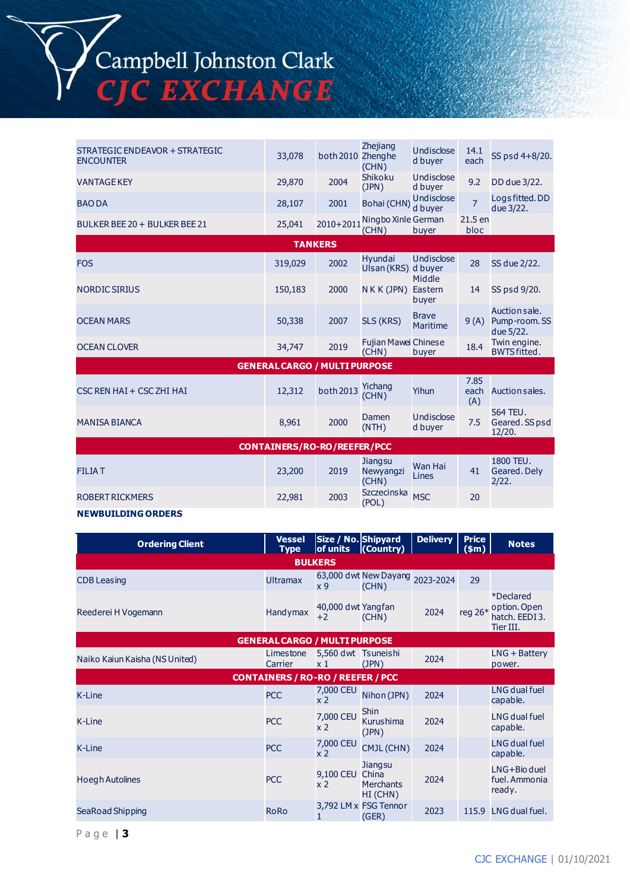| | | | | | | |
|---|---|---|---|---|---|---|
| STRATEGIC ENDEAVOR + STRATEGIC ENCOUNTER | 33,078 | both 2010 | Zhejiang Zhenghe (CHN) | Undisclosed buyer | 14.1 each | SS psd 4+8/20. |
| VANTAGE KEY | 29,870 | 2004 | Shikoku (JPN) | Undisclosed buyer | 9.2 | DD due 3/22. |
| BAO DA | 28,107 | 2001 | Bohai (CHN) | Undisclosed buyer | 7 | Logs fitted. DD due 3/22. |
| BULKER BEE 20 + BULKER BEE 21 | 25,041 | 2010+2011 | Ningbo Xinle (CHN) | German buyer | 21.5 en bloc | |
| **TANKERS** | | | | | | |
| FOS | 319,029 | 2002 | Hyundai Ulsan (KRS) | Undisclosed buyer | 28 | SS due 2/22. |
| NORDIC SIRIUS | 150,183 | 2000 | N K K (JPN) | Middle Eastern buyer | 14 | SS psd 9/20. |
| OCEAN MARS | 50,338 | 2007 | SLS (KRS) | Brave Maritime | 9 (A) | Auction sale. Pump-room. SS due 5/22. |
| OCEAN CLOVER | 34,747 | 2019 | Fujian Mawei (CHN) | Chinese buyer | 18.4 | Twin engine. BWTS fitted. |
| **GENERAL CARGO / MULTI PURPOSE** | | | | | | |
| CSC REN HAI + CSC ZHI HAI | 12,312 | both 2013 | Yichang (CHN) | Yihun | 7.85 each (A) | Auction sales. |
| MANISA BIANCA | 8,961 | 2000 | Damen (NTH) | Undisclosed buyer | 7.5 | 564 TEU. Geared. SS psd 12/20. |
| **CONTAINERS/RO-RO/REEFER/PCC** | | | | | | |
| FILIA T | 23,200 | 2019 | Jiangsu Newyangzi (CHN) | Wan Hai Lines | 41 | 1800 TEU. Geared. Dely 2/22. |
| ROBERT RICKMERS | 22,981 | 2003 | Szczecinska (POL) | MSC | 20 | |

**NEWBUILDING ORDERS**

| Ordering Client | Vessel Type | Size / No. of units | Shipyard (Country) | Delivery | Price ($m) | Notes |
|---|---|---|---|---|---|---|
| **BULKERS** | | | | | | |
| CDB Leasing | Ultramax | 63,000 dwt x 9 | New Dayang (CHN) | 2023-2024 | 29 | |
| Reederei H Vogemann | Handymax | 40,000 dwt +2 | Yangfan (CHN) | 2024 | reg 26* | *Declared option. Open hatch. EEDI 3. Tier III. |
| **GENERAL CARGO / MULTI PURPOSE** | | | | | | |
| Naiko Kaiun Kaisha (NS United) | Limestone Carrier | 5,560 dwt x 1 | Tsuneishi (JPN) | 2024 | | LNG + Battery power. |
| **CONTAINERS / RO-RO / REEFER / PCC** | | | | | | |
| K-Line | PCC | 7,000 CEU x 2 | Nihon (JPN) | 2024 | | LNG dual fuel capable. |
| K-Line | PCC | 7,000 CEU x 2 | Shin Kurushima (JPN) | 2024 | | LNG dual fuel capable. |
| K-Line | PCC | 7,000 CEU x 2 | CMJL (CHN) | 2024 | | LNG dual fuel capable. |
| Hoegh Autolines | PCC | 9,100 CEU x 2 | Jiangsu China Merchants HI (CHN) | 2024 | | LNG+Bio duel fuel. Ammonia ready. |
| SeaRoad Shipping | RoRo | 3,792 LM x 1 | FSG Tennor (GER) | 2023 | 115.9 | LNG dual fuel. |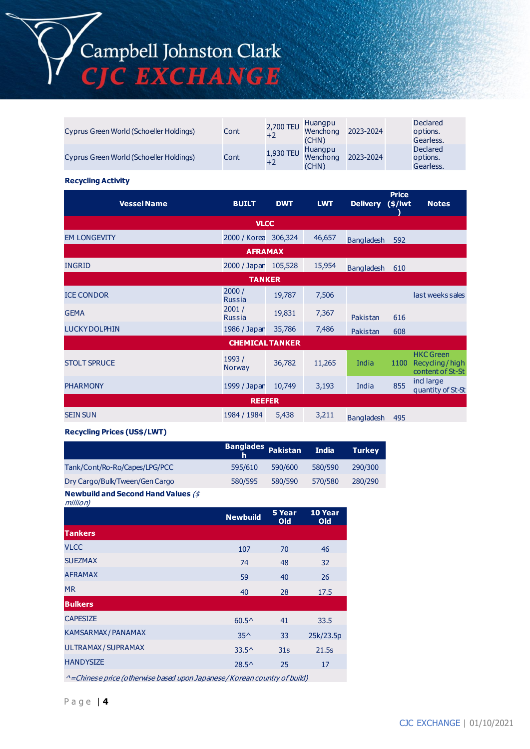| | | | | | | |
|---|---|---|---|---|---|---|
| Cyprus Green World (Schoeller Holdings) | Cont | 2,700 TEU +2 | Huangpu Wenchong (CHN) | 2023-2024 | | Declared options. Gearless. |
| Cyprus Green World (Schoeller Holdings) | Cont | 1,930 TEU +2 | Huangpu Wenchong (CHN) | 2023-2024 | | Declared options. Gearless. |

**Recycling Activity**

| Vessel Name | BUILT | DWT | LWT | Delivery | Price ($/lwt) | Notes |
|---|---|---|---|---|---|---|
| **VLCC** | | | | | | |
| EM LONGEVITY | 2000 / Korea | 306,324 | 46,657 | Bangladesh | 592 | |
| **AFRAMAX** | | | | | | |
| INGRID | 2000 / Japan | 105,528 | 15,954 | Bangladesh | 610 | |
| **TANKER** | | | | | | |
| ICE CONDOR | 2000 / Russia | 19,787 | 7,506 | | | last weeks sales |
| GEMA | 2001 / Russia | 19,831 | 7,367 | Pakistan | 616 | |
| LUCKY DOLPHIN | 1986 / Japan | 35,786 | 7,486 | Pakistan | 608 | |
| **CHEMICAL TANKER** | | | | | | |
| STOLT SPRUCE | 1993 / Norway | 36,782 | 11,265 | India | 1100 | HKC Green Recycling / high content of St-St |
| PHARMONY | 1999 / Japan | 10,749 | 3,193 | India | 855 | incl large quantity of St-St |
| **REEFER** | | | | | | |
| SEIN SUN | 1984 / 1984 | 5,438 | 3,211 | Bangladesh | 495 | |

**Recycling Prices (US$/LWT)**

| | Bangladesh | Pakistan | India | Turkey |
|---|---|---|---|---|
| Tank/Cont/Ro-Ro/Capes/LPG/PCC | 595/610 | 590/600 | 580/590 | 290/300 |
| Dry Cargo/Bulk/Tween/Gen Cargo | 580/595 | 580/590 | 570/580 | 280/290 |

**Newbuild and Second Hand Values** *($ million)*

| | Newbuild | 5 Year Old | 10 Year Old |
|---|---|---|---|
| **Tankers** | | | |
| VLCC | 107 | 70 | 46 |
| SUEZMAX | 74 | 48 | 32 |
| AFRAMAX | 59 | 40 | 26 |
| MR | 40 | 28 | 17.5 |
| **Bulkers** | | | |
| CAPESIZE | 60.5^ | 41 | 33.5 |
| KAMSARMAX / PANAMAX | 35^ | 33 | 25k/23.5p |
| ULTRAMAX / SUPRAMAX | 33.5^ | 31s | 21.5s |
| HANDYSIZE | 28.5^ | 25 | 17 |

*^=Chinese price (otherwise based upon Japanese/Korean country of build)*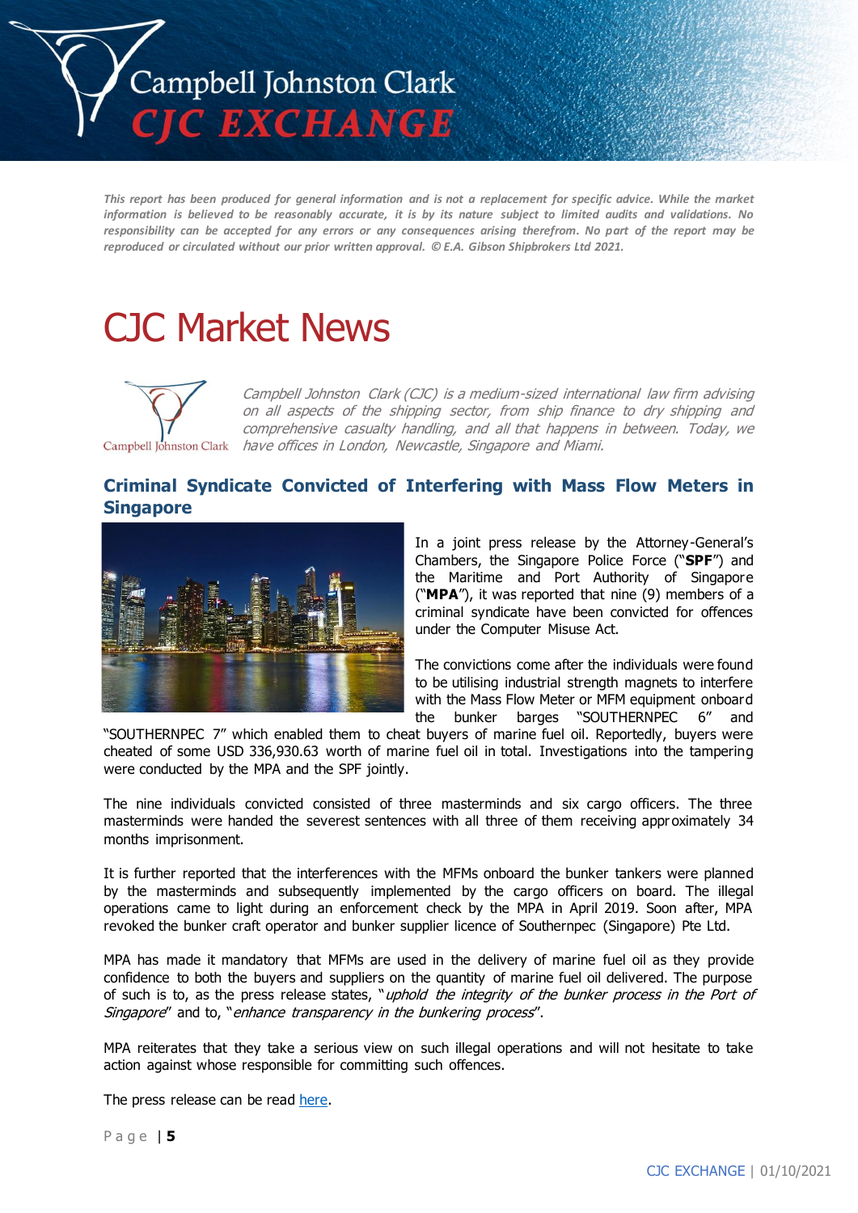*This report has been produced for general information and is not a replacement for specific advice. While the market information is believed to be reasonably accurate, it is by its nature subject to limited audits and validations. No responsibility can be accepted for any errors or any consequences arising therefrom. No part of the report may be reproduced or circulated without our prior written approval. © E.A. Gibson Shipbrokers Ltd 2021.*

# CJC Market News

*Campbell Johnston Clark (CJC) is a medium-sized international law firm advising on all aspects of the shipping sector, from ship finance to dry shipping and comprehensive casualty handling, and all that happens in between. Today, we have offices in London, Newcastle, Singapore and Miami.*

## Criminal Syndicate Convicted of Interfering with Mass Flow Meters in Singapore

In a joint press release by the Attorney-General's Chambers, the Singapore Police Force ("**SPF**") and the Maritime and Port Authority of Singapore ("**MPA**"), it was reported that nine (9) members of a criminal syndicate have been convicted for offences under the Computer Misuse Act.

The convictions come after the individuals were found to be utilising industrial strength magnets to interfere with the Mass Flow Meter or MFM equipment onboard the bunker barges "SOUTHERNPEC 6" and "SOUTHERNPEC 7" which enabled them to cheat buyers of marine fuel oil. Reportedly, buyers were cheated of some USD 336,930.63 worth of marine fuel oil in total. Investigations into the tampering were conducted by the MPA and the SPF jointly.

The nine individuals convicted consisted of three masterminds and six cargo officers. The three masterminds were handed the severest sentences with all three of them receiving approximately 34 months imprisonment.

It is further reported that the interferences with the MFMs onboard the bunker tankers were planned by the masterminds and subsequently implemented by the cargo officers on board. The illegal operations came to light during an enforcement check by the MPA in April 2019. Soon after, MPA revoked the bunker craft operator and bunker supplier licence of Southernpec (Singapore) Pte Ltd.

MPA has made it mandatory that MFMs are used in the delivery of marine fuel oil as they provide confidence to both the buyers and suppliers on the quantity of marine fuel oil delivered. The purpose of such is to, as the press release states, "*uphold the integrity of the bunker process in the Port of Singapore*" and to, "*enhance transparency in the bunkering process*".

MPA reiterates that they take a serious view on such illegal operations and will not hesitate to take action against whose responsible for committing such offences.

The press release can be read here.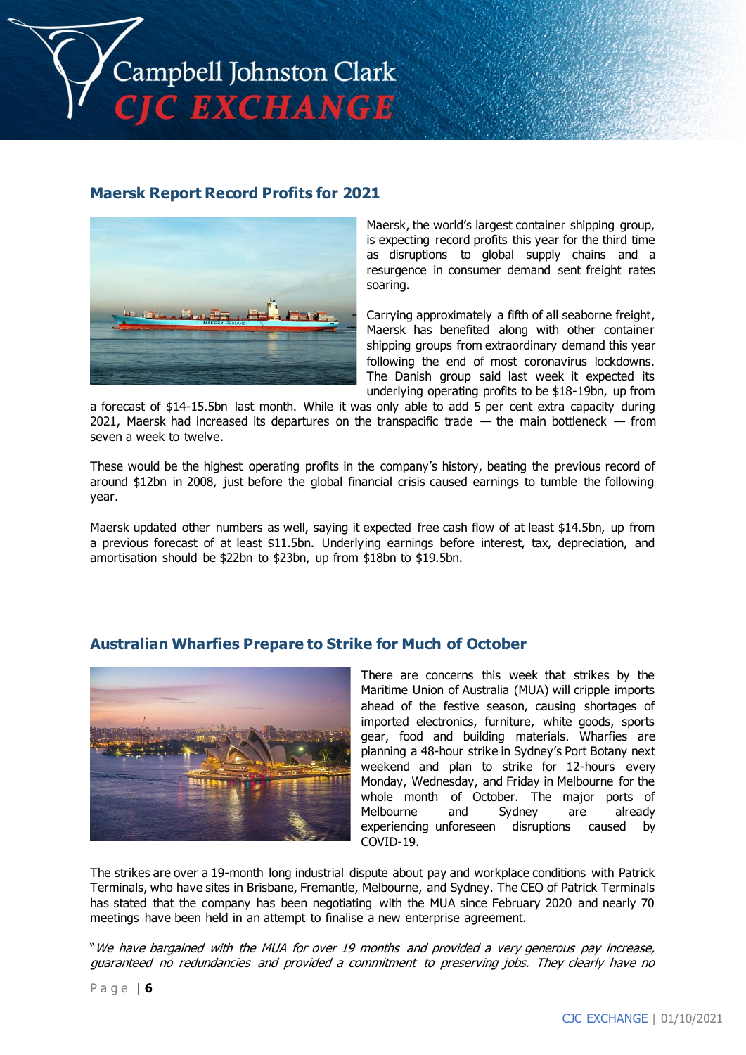## Maersk Report Record Profits for 2021

Maersk, the world's largest container shipping group, is expecting record profits this year for the third time as disruptions to global supply chains and a resurgence in consumer demand sent freight rates soaring.

Carrying approximately a fifth of all seaborne freight, Maersk has benefited along with other container shipping groups from extraordinary demand this year following the end of most coronavirus lockdowns. The Danish group said last week it expected its underlying operating profits to be $18-19bn, up from a forecast of $14-15.5bn last month. While it was only able to add 5 per cent extra capacity during 2021, Maersk had increased its departures on the transpacific trade — the main bottleneck — from seven a week to twelve.

These would be the highest operating profits in the company's history, beating the previous record of around $12bn in 2008, just before the global financial crisis caused earnings to tumble the following year.

Maersk updated other numbers as well, saying it expected free cash flow of at least $14.5bn, up from a previous forecast of at least $11.5bn. Underlying earnings before interest, tax, depreciation, and amortisation should be $22bn to $23bn, up from $18bn to $19.5bn.

## Australian Wharfies Prepare to Strike for Much of October

There are concerns this week that strikes by the Maritime Union of Australia (MUA) will cripple imports ahead of the festive season, causing shortages of imported electronics, furniture, white goods, sports gear, food and building materials. Wharfies are planning a 48-hour strike in Sydney's Port Botany next weekend and plan to strike for 12-hours every Monday, Wednesday, and Friday in Melbourne for the whole month of October. The major ports of Melbourne and Sydney are already experiencing unforeseen disruptions caused by COVID-19.

The strikes are over a 19-month long industrial dispute about pay and workplace conditions with Patrick Terminals, who have sites in Brisbane, Fremantle, Melbourne, and Sydney. The CEO of Patrick Terminals has stated that the company has been negotiating with the MUA since February 2020 and nearly 70 meetings have been held in an attempt to finalise a new enterprise agreement.

"*We have bargained with the MUA for over 19 months and provided a very generous pay increase, guaranteed no redundancies and provided a commitment to preserving jobs. They clearly have no*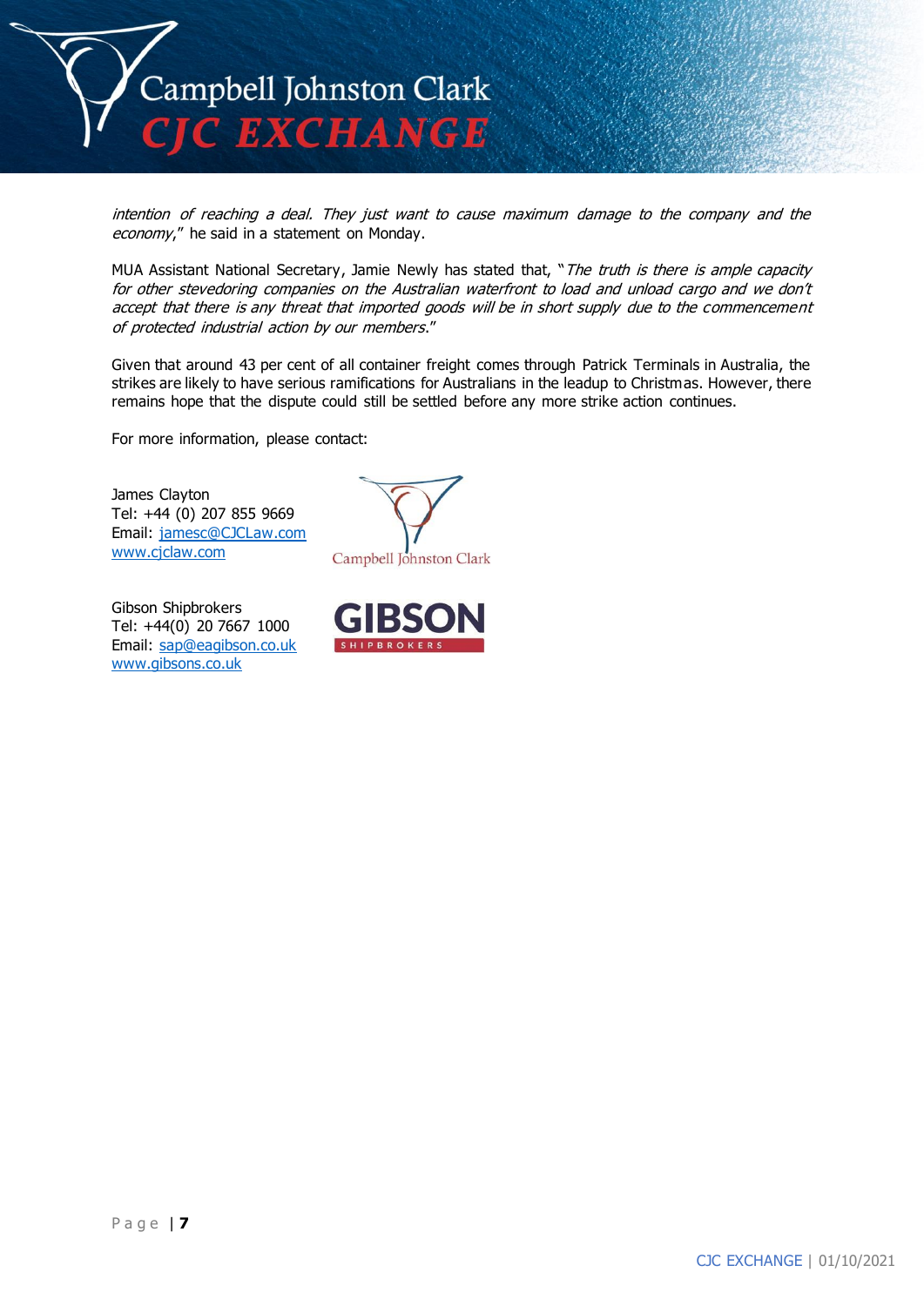*intention of reaching a deal. They just want to cause maximum damage to the company and the economy*," he said in a statement on Monday.

MUA Assistant National Secretary, Jamie Newly has stated that, "*The truth is there is ample capacity for other stevedoring companies on the Australian waterfront to load and unload cargo and we don't accept that there is any threat that imported goods will be in short supply due to the commencement of protected industrial action by our members*."

Given that around 43 per cent of all container freight comes through Patrick Terminals in Australia, the strikes are likely to have serious ramifications for Australians in the leadup to Christmas. However, there remains hope that the dispute could still be settled before any more strike action continues.

For more information, please contact:

James Clayton
Tel: +44 (0) 207 855 9669
Email: [jamesc@CJCLaw.com](mailto:jamesc@CJCLaw.com)
[www.cjclaw.com](http://www.cjclaw.com)

Gibson Shipbrokers
Tel: +44(0) 20 7667 1000
Email: [sap@eagibson.co.uk](mailto:sap@eagibson.co.uk)
[www.gibsons.co.uk](http://www.gibsons.co.uk)